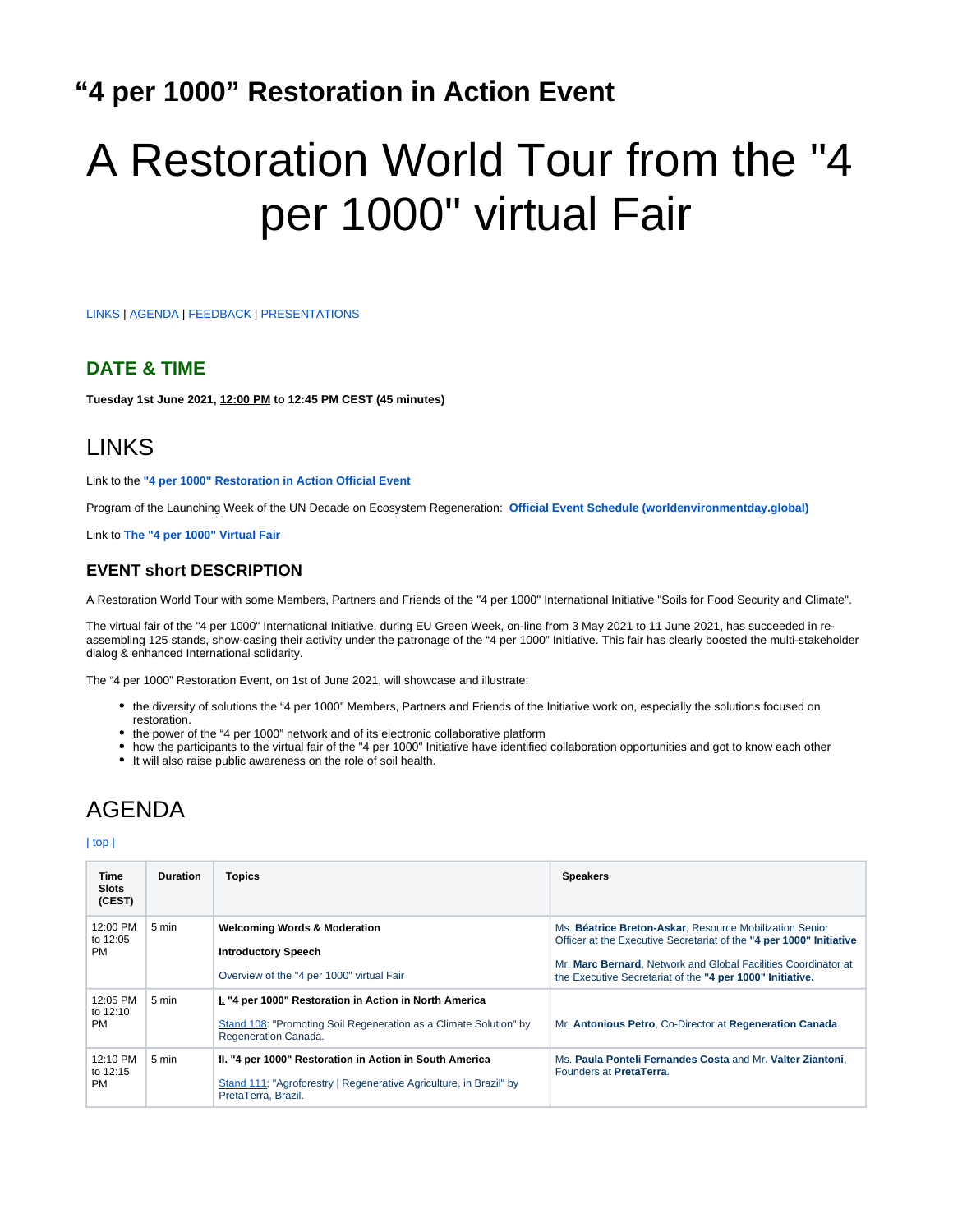# “4 per 1000” Restoration in Action Event

# A Restoration World Tour from the "4 per 1000" virtual Fair

LINKS | AGENDA | FEEDBACK | PRESENTATIONS

## DATE & TIME

**Tuesday 1st June 2021, 12:00 PM to 12:45 PM CEST (45 minutes)**

## LINKS

Link to the **"4 per 1000" Restoration in Action Official Event**

Program of the Launching Week of the UN Decade on Ecosystem Regeneration: **Official Event Schedule (worldenvironmentday.global)**

Link to **The "4 per 1000" Virtual Fair**

### EVENT short DESCRIPTION

A Restoration World Tour with some Members, Partners and Friends of the "4 per 1000" International Initiative "Soils for Food Security and Climate".

The virtual fair of the "4 per 1000" International Initiative, during EU Green Week, on-line from 3 May 2021 to 11 June 2021, has succeeded in re-assembling 125 stands, show-casing their activity under the patronage of the “4 per 1000” Initiative. This fair has clearly boosted the multi-stakeholder dialog & enhanced International solidarity.

The “4 per 1000” Restoration Event, on 1st of June 2021, will showcase and illustrate:

- the diversity of solutions the “4 per 1000” Members, Partners and Friends of the Initiative work on, especially the solutions focused on restoration.
- the power of the “4 per 1000” network and of its electronic collaborative platform
- how the participants to the virtual fair of the "4 per 1000" Initiative have identified collaboration opportunities and got to know each other
- It will also raise public awareness on the role of soil health.

## AGENDA

| top |

| Time Slots (CEST) | Duration | Topics | Speakers |
|---|---|---|---|
| 12:00 PM to 12:05 PM | 5 min | **Welcoming Words & Moderation**<br>**Introductory Speech**<br>Overview of the "4 per 1000" virtual Fair | Ms. **Béatrice Breton-Askar**, Resource Mobilization Senior Officer at the Executive Secretariat of the **"4 per 1000" Initiative**<br>Mr. **Marc Bernard**, Network and Global Facilities Coordinator at the Executive Secretariat of the **"4 per 1000" Initiative.** |
| 12:05 PM to 12:10 PM | 5 min | **I. "4 per 1000" Restoration in Action in North America**<br>Stand 108: "Promoting Soil Regeneration as a Climate Solution" by Regeneration Canada. | Mr. **Antonious Petro**, Co-Director at **Regeneration Canada**. |
| 12:10 PM to 12:15 PM | 5 min | **II. "4 per 1000" Restoration in Action in South America**<br>Stand 111: "Agroforestry \| Regenerative Agriculture, in Brazil" by PretaTerra, Brazil. | Ms. **Paula Ponteli Fernandes Costa** and Mr. **Valter Ziantoni**, Founders at **PretaTerra**. |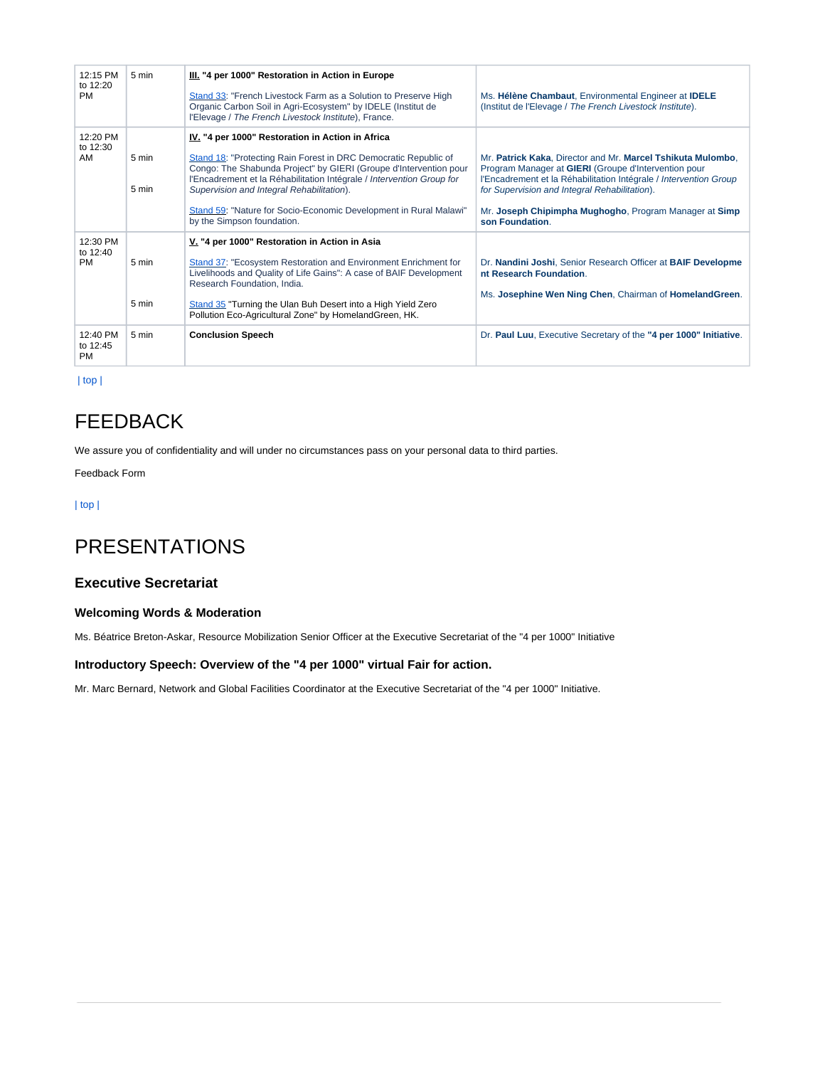| | | | |
|---|---|---|---|
| 12:15 PM to 12:20 PM | 5 min | **III. "4 per 1000" Restoration in Action in Europe**<br><br>Stand 33: "French Livestock Farm as a Solution to Preserve High Organic Carbon Soil in Agri-Ecosystem" by IDELE (Institut de l'Elevage / *The French Livestock Institute*), France. | Ms. **Hélène Chambaut**, Environmental Engineer at **IDELE** (Institut de l'Elevage / *The French Livestock Institute*). |
| 12:20 PM to 12:30 AM | 5 min<br><br>5 min | **IV. "4 per 1000" Restoration in Action in Africa**<br><br>Stand 18: "Protecting Rain Forest in DRC Democratic Republic of Congo: The Shabunda Project" by GIERI (Groupe d'Intervention pour l'Encadrement et la Réhabilitation Intégrale / *Intervention Group for Supervision and Integral Rehabilitation*).<br><br>Stand 59: "Nature for Socio-Economic Development in Rural Malawi" by the Simpson foundation. | Mr. **Patrick Kaka**, Director and Mr. **Marcel Tshikuta Mulombo**, Program Manager at **GIERI** (Groupe d'Intervention pour l'Encadrement et la Réhabilitation Intégrale / *Intervention Group for Supervision and Integral Rehabilitation*).<br><br>Mr. **Joseph Chipimpha Mughogho**, Program Manager at **Simpson Foundation**. |
| 12:30 PM to 12:40 PM | 5 min<br><br>5 min | **V. "4 per 1000" Restoration in Action in Asia**<br><br>Stand 37: "Ecosystem Restoration and Environment Enrichment for Livelihoods and Quality of Life Gains": A case of BAIF Development Research Foundation, India.<br><br>Stand 35 "Turning the Ulan Buh Desert into a High Yield Zero Pollution Eco-Agricultural Zone" by HomelandGreen, HK. | Dr. **Nandini Joshi**, Senior Research Officer at **BAIF Development Research Foundation**.<br><br>Ms. **Josephine Wen Ning Chen**, Chairman of **HomelandGreen**. |
| 12:40 PM to 12:45 PM | 5 min | **Conclusion Speech** | Dr. **Paul Luu**, Executive Secretary of the **"4 per 1000" Initiative**. |

| top |

# FEEDBACK

We assure you of confidentiality and will under no circumstances pass on your personal data to third parties.

Feedback Form

| top |

# PRESENTATIONS

## Executive Secretariat

### Welcoming Words & Moderation

Ms. Béatrice Breton-Askar, Resource Mobilization Senior Officer at the Executive Secretariat of the "4 per 1000" Initiative

### Introductory Speech: Overview of the "4 per 1000" virtual Fair for action.

Mr. Marc Bernard, Network and Global Facilities Coordinator at the Executive Secretariat of the "4 per 1000" Initiative.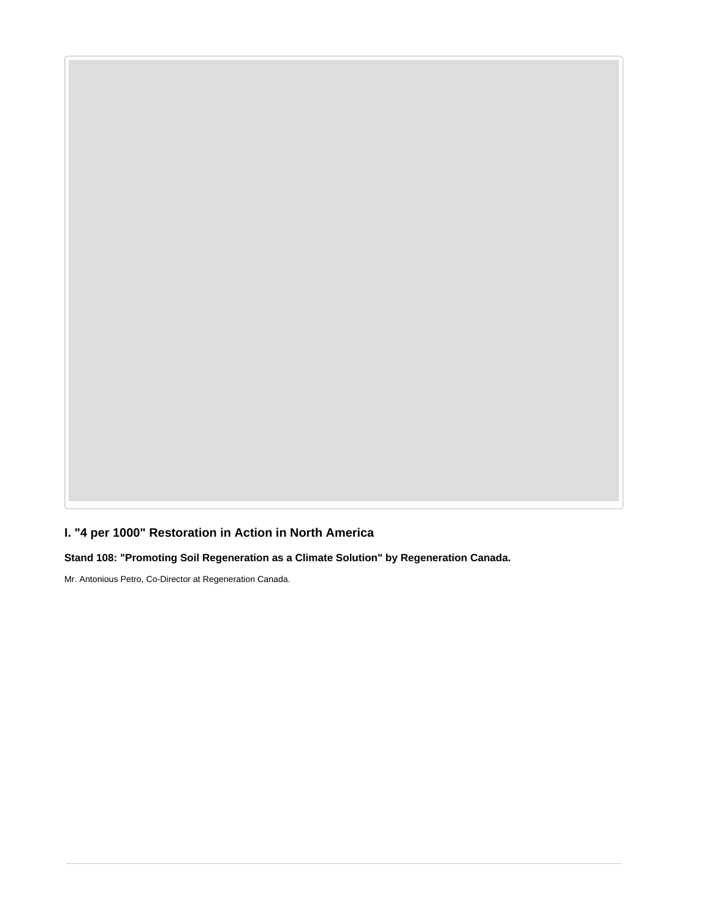## I. "4 per 1000" Restoration in Action in North America

### Stand 108: "Promoting Soil Regeneration as a Climate Solution" by Regeneration Canada.

Mr. Antonious Petro, Co-Director at Regeneration Canada.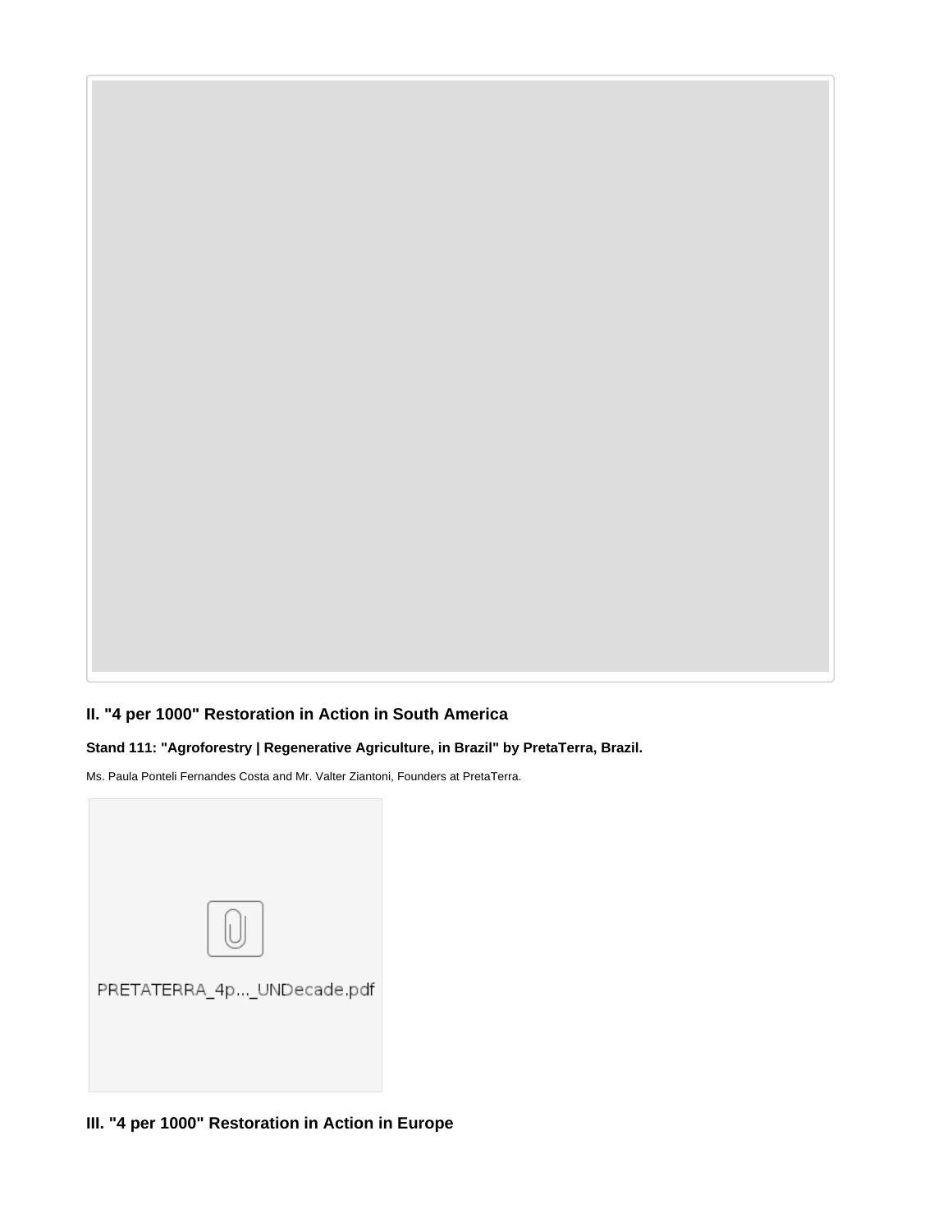## II. "4 per 1000" Restoration in Action in South America

### Stand 111: "Agroforestry | Regenerative Agriculture, in Brazil" by PretaTerra, Brazil.

Ms. Paula Ponteli Fernandes Costa and Mr. Valter Ziantoni, Founders at PretaTerra.

PRETATERRA_4p..._UNDecade.pdf

## III. "4 per 1000" Restoration in Action in Europe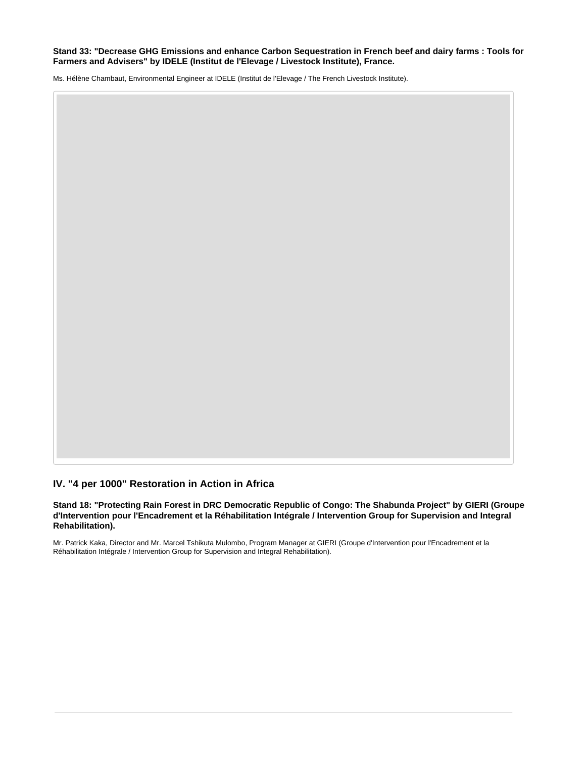**Stand 33: "Decrease GHG Emissions and enhance Carbon Sequestration in French beef and dairy farms : Tools for Farmers and Advisers" by IDELE (Institut de l'Elevage / Livestock Institute), France.**

Ms. Hélène Chambaut, Environmental Engineer at IDELE (Institut de l'Elevage / The French Livestock Institute).

## IV. "4 per 1000" Restoration in Action in Africa

**Stand 18: "Protecting Rain Forest in DRC Democratic Republic of Congo: The Shabunda Project" by GIERI (Groupe d'Intervention pour l'Encadrement et la Réhabilitation Intégrale / Intervention Group for Supervision and Integral Rehabilitation).**

Mr. Patrick Kaka, Director and Mr. Marcel Tshikuta Mulombo, Program Manager at GIERI (Groupe d'Intervention pour l'Encadrement et la Réhabilitation Intégrale / Intervention Group for Supervision and Integral Rehabilitation).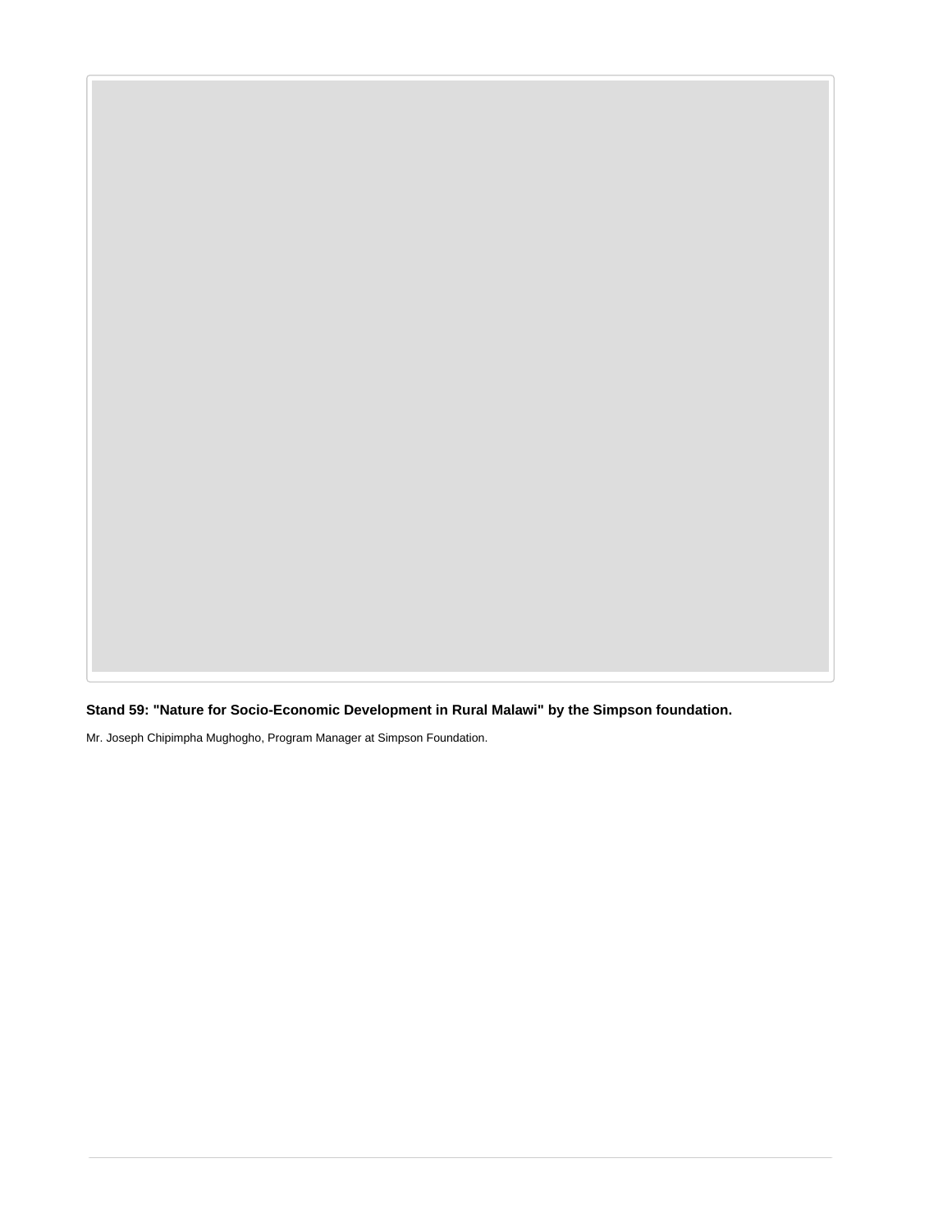**Stand 59: "Nature for Socio-Economic Development in Rural Malawi" by the Simpson foundation.**

Mr. Joseph Chipimpha Mughogho, Program Manager at Simpson Foundation.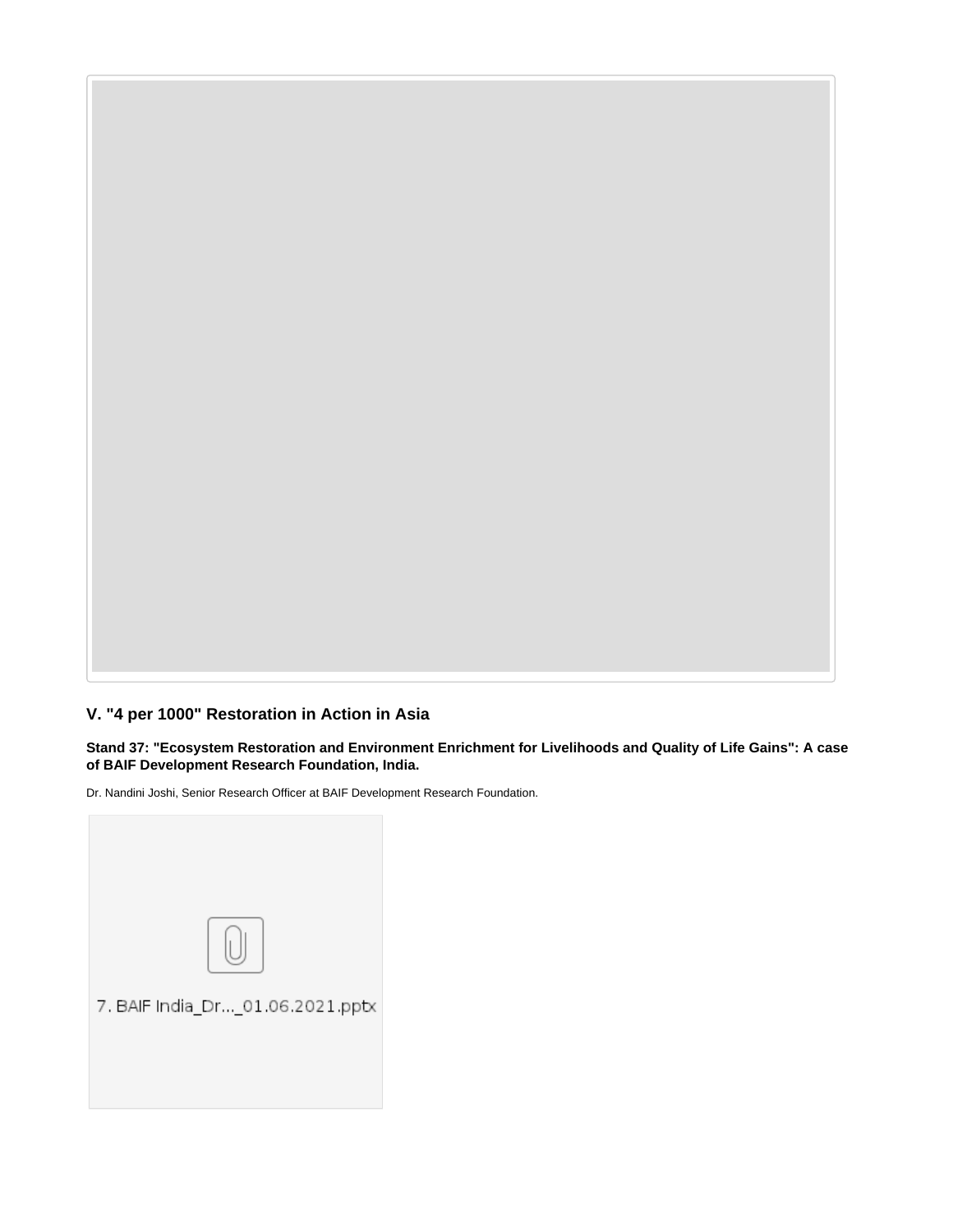## V. "4 per 1000" Restoration in Action in Asia

**Stand 37: "Ecosystem Restoration and Environment Enrichment for Livelihoods and Quality of Life Gains": A case of BAIF Development Research Foundation, India.**

Dr. Nandini Joshi, Senior Research Officer at BAIF Development Research Foundation.

7. BAIF India_Dr..._01.06.2021.pptx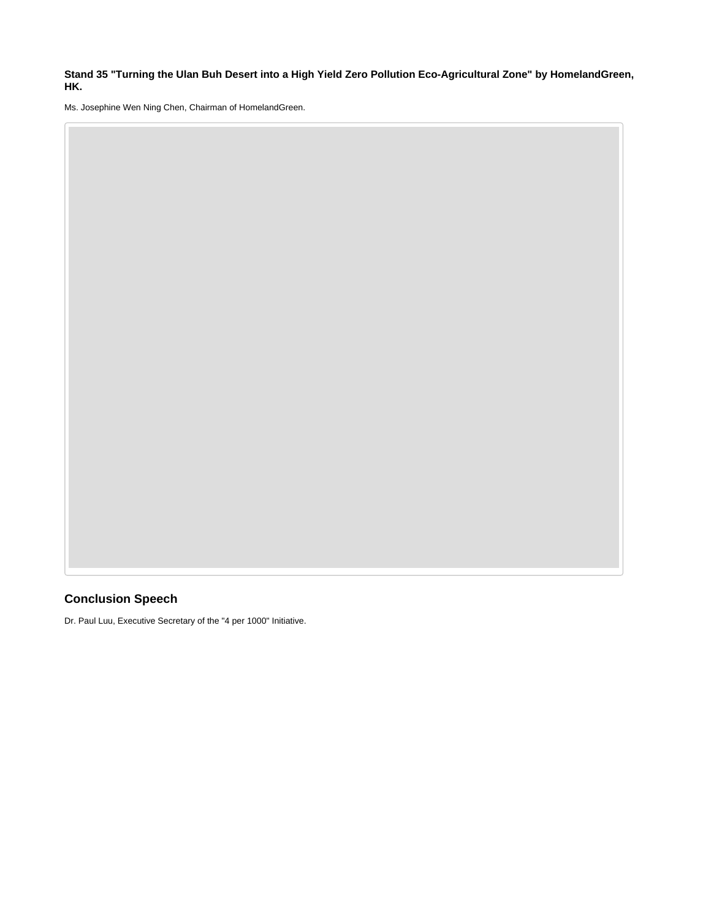**Stand 35 "Turning the Ulan Buh Desert into a High Yield Zero Pollution Eco-Agricultural Zone" by HomelandGreen, HK.**

Ms. Josephine Wen Ning Chen, Chairman of HomelandGreen.

## Conclusion Speech

Dr. Paul Luu, Executive Secretary of the "4 per 1000" Initiative.